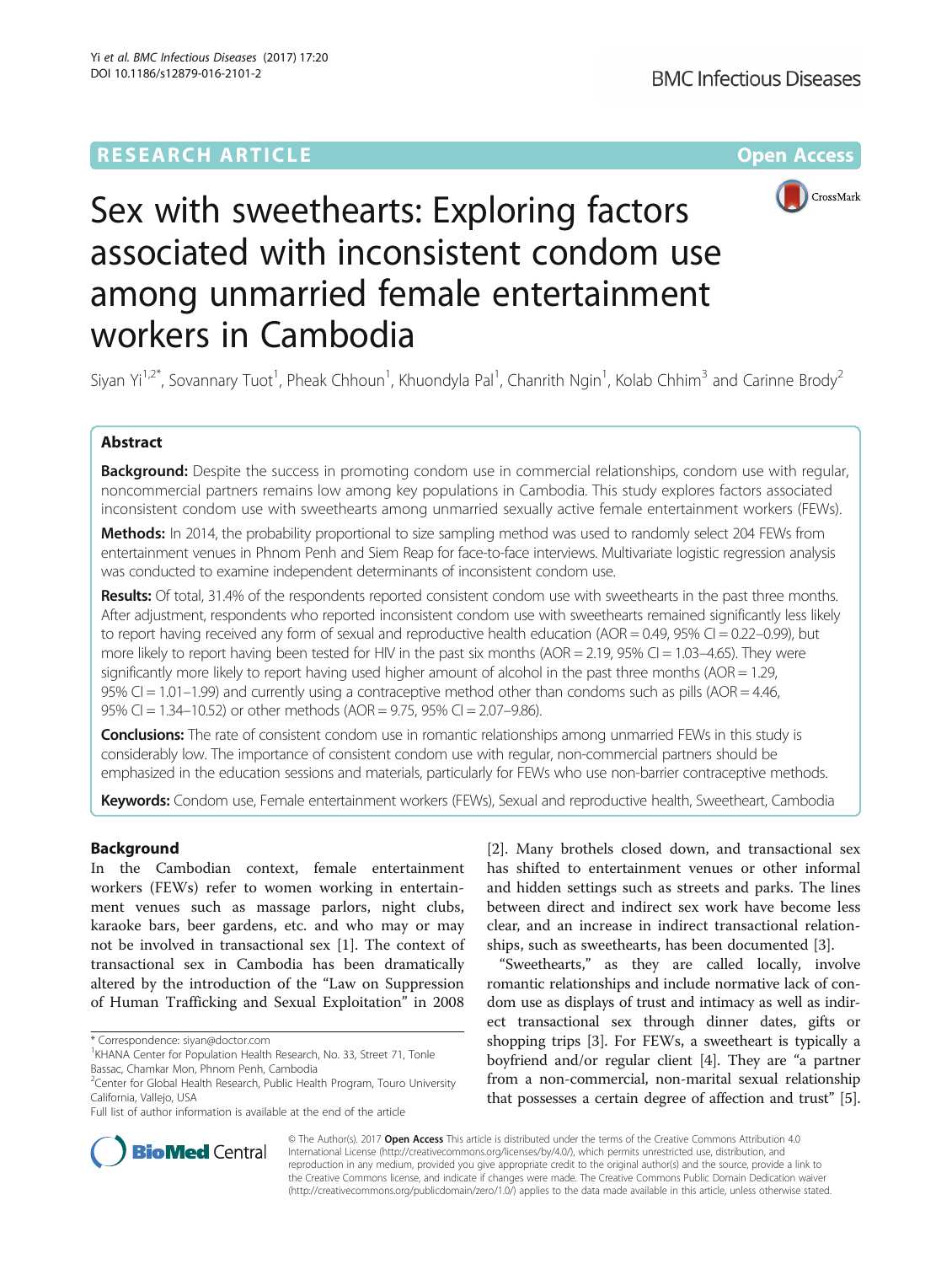RESEARCH ARTICLE

Open Access

# Sex with sweethearts: Exploring factors associated with inconsistent condom use among unmarried female entertainment workers in Cambodia

Siyan Yi[1,2*], Sovannary Tuot[1], Pheak Chhoun[1], Khuondyla Pal[1], Chanrith Ngin[1], Kolab Chhim[3] and Carinne Brody[2]

## Abstract

**Background:** Despite the success in promoting condom use in commercial relationships, condom use with regular, noncommercial partners remains low among key populations in Cambodia. This study explores factors associated inconsistent condom use with sweethearts among unmarried sexually active female entertainment workers (FEWs).

**Methods:** In 2014, the probability proportional to size sampling method was used to randomly select 204 FEWs from entertainment venues in Phnom Penh and Siem Reap for face-to-face interviews. Multivariate logistic regression analysis was conducted to examine independent determinants of inconsistent condom use.

**Results:** Of total, 31.4% of the respondents reported consistent condom use with sweethearts in the past three months. After adjustment, respondents who reported inconsistent condom use with sweethearts remained significantly less likely to report having received any form of sexual and reproductive health education (AOR = 0.49, 95% CI = 0.22–0.99), but more likely to report having been tested for HIV in the past six months (AOR = 2.19, 95% CI = 1.03–4.65). They were significantly more likely to report having used higher amount of alcohol in the past three months (AOR = 1.29, 95% CI = 1.01–1.99) and currently using a contraceptive method other than condoms such as pills (AOR = 4.46, 95% CI = 1.34–10.52) or other methods (AOR = 9.75, 95% CI = 2.07–9.86).

**Conclusions:** The rate of consistent condom use in romantic relationships among unmarried FEWs in this study is considerably low. The importance of consistent condom use with regular, non-commercial partners should be emphasized in the education sessions and materials, particularly for FEWs who use non-barrier contraceptive methods.

**Keywords:** Condom use, Female entertainment workers (FEWs), Sexual and reproductive health, Sweetheart, Cambodia

## Background

In the Cambodian context, female entertainment workers (FEWs) refer to women working in entertainment venues such as massage parlors, night clubs, karaoke bars, beer gardens, etc. and who may or may not be involved in transactional sex [1]. The context of transactional sex in Cambodia has been dramatically altered by the introduction of the "Law on Suppression of Human Trafficking and Sexual Exploitation" in 2008 [2]. Many brothels closed down, and transactional sex has shifted to entertainment venues or other informal and hidden settings such as streets and parks. The lines between direct and indirect sex work have become less clear, and an increase in indirect transactional relationships, such as sweethearts, has been documented [3].

"Sweethearts," as they are called locally, involve romantic relationships and include normative lack of condom use as displays of trust and intimacy as well as indirect transactional sex through dinner dates, gifts or shopping trips [3]. For FEWs, a sweetheart is typically a boyfriend and/or regular client [4]. They are "a partner from a non-commercial, non-marital sexual relationship that possesses a certain degree of affection and trust" [5].

\* Correspondence: siyan@doctor.com
[1]KHANA Center for Population Health Research, No. 33, Street 71, Tonle Bassac, Chamkar Mon, Phnom Penh, Cambodia
[2]Center for Global Health Research, Public Health Program, Touro University California, Vallejo, USA
Full list of author information is available at the end of the article

© The Author(s). 2017 **Open Access** This article is distributed under the terms of the Creative Commons Attribution 4.0 International License (http://creativecommons.org/licenses/by/4.0/), which permits unrestricted use, distribution, and reproduction in any medium, provided you give appropriate credit to the original author(s) and the source, provide a link to the Creative Commons license, and indicate if changes were made. The Creative Commons Public Domain Dedication waiver (http://creativecommons.org/publicdomain/zero/1.0/) applies to the data made available in this article, unless otherwise stated.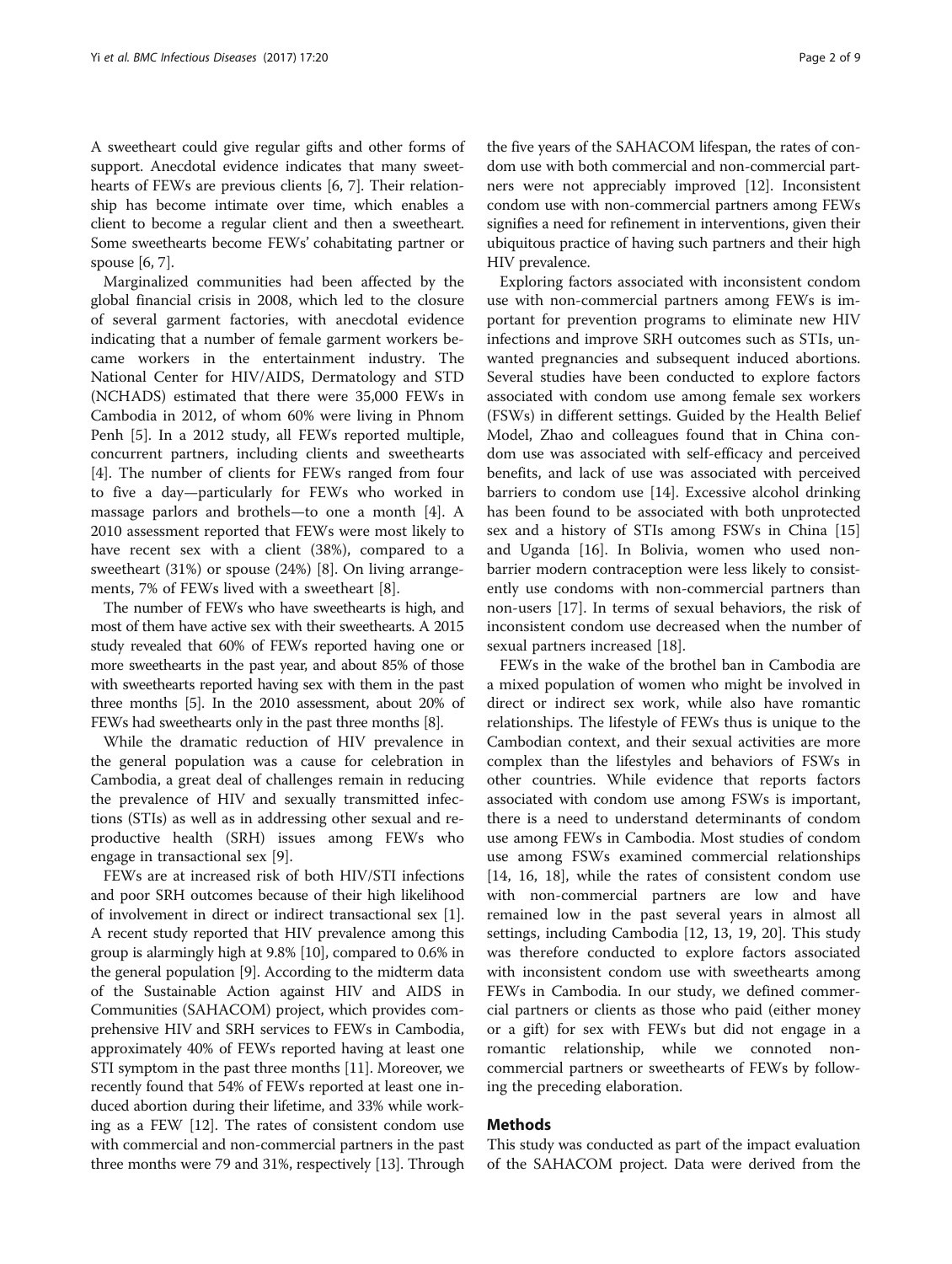A sweetheart could give regular gifts and other forms of support. Anecdotal evidence indicates that many sweethearts of FEWs are previous clients [6, 7]. Their relationship has become intimate over time, which enables a client to become a regular client and then a sweetheart. Some sweethearts become FEWs' cohabitating partner or spouse [6, 7].

Marginalized communities had been affected by the global financial crisis in 2008, which led to the closure of several garment factories, with anecdotal evidence indicating that a number of female garment workers became workers in the entertainment industry. The National Center for HIV/AIDS, Dermatology and STD (NCHADS) estimated that there were 35,000 FEWs in Cambodia in 2012, of whom 60% were living in Phnom Penh [5]. In a 2012 study, all FEWs reported multiple, concurrent partners, including clients and sweethearts [4]. The number of clients for FEWs ranged from four to five a day—particularly for FEWs who worked in massage parlors and brothels—to one a month [4]. A 2010 assessment reported that FEWs were most likely to have recent sex with a client (38%), compared to a sweetheart (31%) or spouse (24%) [8]. On living arrangements, 7% of FEWs lived with a sweetheart [8].

The number of FEWs who have sweethearts is high, and most of them have active sex with their sweethearts. A 2015 study revealed that 60% of FEWs reported having one or more sweethearts in the past year, and about 85% of those with sweethearts reported having sex with them in the past three months [5]. In the 2010 assessment, about 20% of FEWs had sweethearts only in the past three months [8].

While the dramatic reduction of HIV prevalence in the general population was a cause for celebration in Cambodia, a great deal of challenges remain in reducing the prevalence of HIV and sexually transmitted infections (STIs) as well as in addressing other sexual and reproductive health (SRH) issues among FEWs who engage in transactional sex [9].

FEWs are at increased risk of both HIV/STI infections and poor SRH outcomes because of their high likelihood of involvement in direct or indirect transactional sex [1]. A recent study reported that HIV prevalence among this group is alarmingly high at 9.8% [10], compared to 0.6% in the general population [9]. According to the midterm data of the Sustainable Action against HIV and AIDS in Communities (SAHACOM) project, which provides comprehensive HIV and SRH services to FEWs in Cambodia, approximately 40% of FEWs reported having at least one STI symptom in the past three months [11]. Moreover, we recently found that 54% of FEWs reported at least one induced abortion during their lifetime, and 33% while working as a FEW [12]. The rates of consistent condom use with commercial and non-commercial partners in the past three months were 79 and 31%, respectively [13]. Through the five years of the SAHACOM lifespan, the rates of condom use with both commercial and non-commercial partners were not appreciably improved [12]. Inconsistent condom use with non-commercial partners among FEWs signifies a need for refinement in interventions, given their ubiquitous practice of having such partners and their high HIV prevalence.

Exploring factors associated with inconsistent condom use with non-commercial partners among FEWs is important for prevention programs to eliminate new HIV infections and improve SRH outcomes such as STIs, unwanted pregnancies and subsequent induced abortions. Several studies have been conducted to explore factors associated with condom use among female sex workers (FSWs) in different settings. Guided by the Health Belief Model, Zhao and colleagues found that in China condom use was associated with self-efficacy and perceived benefits, and lack of use was associated with perceived barriers to condom use [14]. Excessive alcohol drinking has been found to be associated with both unprotected sex and a history of STIs among FSWs in China [15] and Uganda [16]. In Bolivia, women who used non-barrier modern contraception were less likely to consistently use condoms with non-commercial partners than non-users [17]. In terms of sexual behaviors, the risk of inconsistent condom use decreased when the number of sexual partners increased [18].

FEWs in the wake of the brothel ban in Cambodia are a mixed population of women who might be involved in direct or indirect sex work, while also have romantic relationships. The lifestyle of FEWs thus is unique to the Cambodian context, and their sexual activities are more complex than the lifestyles and behaviors of FSWs in other countries. While evidence that reports factors associated with condom use among FSWs is important, there is a need to understand determinants of condom use among FEWs in Cambodia. Most studies of condom use among FSWs examined commercial relationships [14, 16, 18], while the rates of consistent condom use with non-commercial partners are low and have remained low in the past several years in almost all settings, including Cambodia [12, 13, 19, 20]. This study was therefore conducted to explore factors associated with inconsistent condom use with sweethearts among FEWs in Cambodia. In our study, we defined commercial partners or clients as those who paid (either money or a gift) for sex with FEWs but did not engage in a romantic relationship, while we connoted non-commercial partners or sweethearts of FEWs by following the preceding elaboration.

## Methods

This study was conducted as part of the impact evaluation of the SAHACOM project. Data were derived from the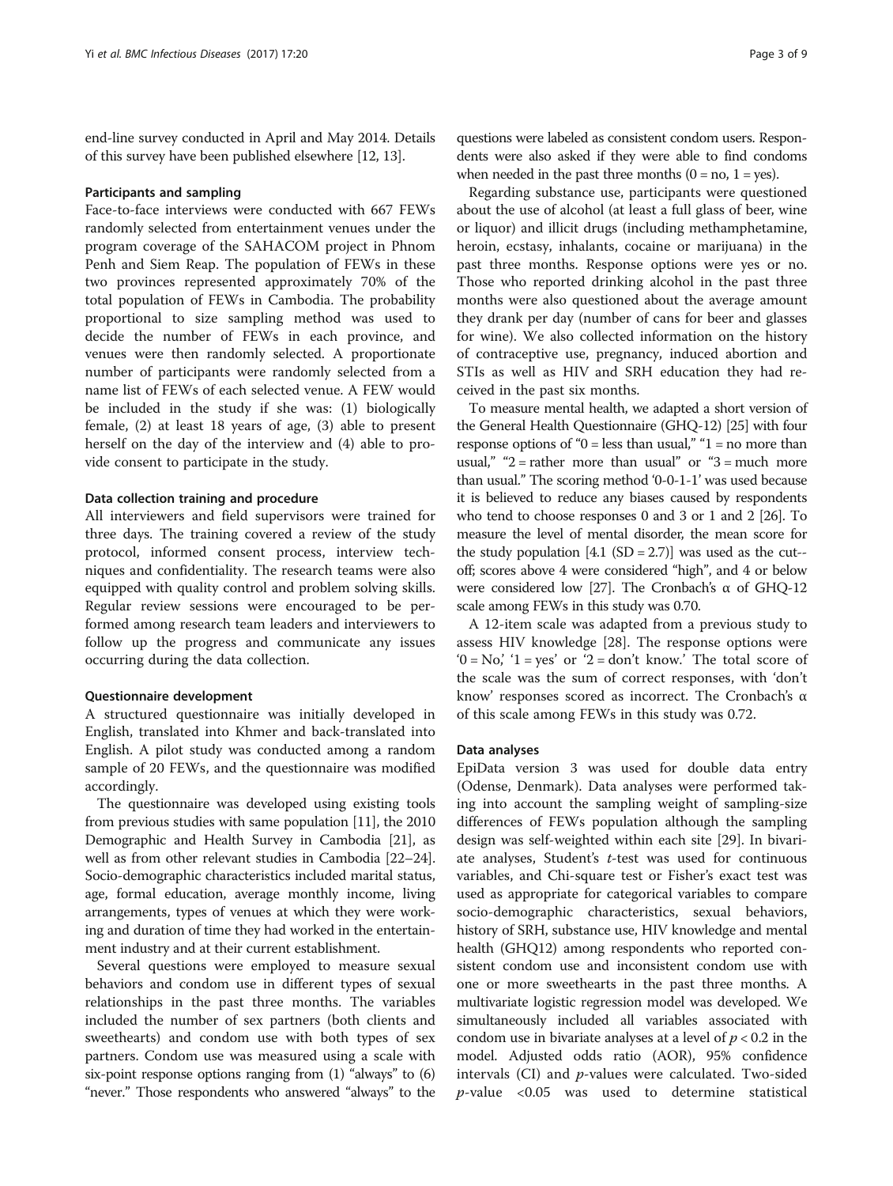end-line survey conducted in April and May 2014. Details of this survey have been published elsewhere [12, 13].

### Participants and sampling

Face-to-face interviews were conducted with 667 FEWs randomly selected from entertainment venues under the program coverage of the SAHACOM project in Phnom Penh and Siem Reap. The population of FEWs in these two provinces represented approximately 70% of the total population of FEWs in Cambodia. The probability proportional to size sampling method was used to decide the number of FEWs in each province, and venues were then randomly selected. A proportionate number of participants were randomly selected from a name list of FEWs of each selected venue. A FEW would be included in the study if she was: (1) biologically female, (2) at least 18 years of age, (3) able to present herself on the day of the interview and (4) able to provide consent to participate in the study.

### Data collection training and procedure

All interviewers and field supervisors were trained for three days. The training covered a review of the study protocol, informed consent process, interview techniques and confidentiality. The research teams were also equipped with quality control and problem solving skills. Regular review sessions were encouraged to be performed among research team leaders and interviewers to follow up the progress and communicate any issues occurring during the data collection.

### Questionnaire development

A structured questionnaire was initially developed in English, translated into Khmer and back-translated into English. A pilot study was conducted among a random sample of 20 FEWs, and the questionnaire was modified accordingly.

The questionnaire was developed using existing tools from previous studies with same population [11], the 2010 Demographic and Health Survey in Cambodia [21], as well as from other relevant studies in Cambodia [22–24]. Socio-demographic characteristics included marital status, age, formal education, average monthly income, living arrangements, types of venues at which they were working and duration of time they had worked in the entertainment industry and at their current establishment.

Several questions were employed to measure sexual behaviors and condom use in different types of sexual relationships in the past three months. The variables included the number of sex partners (both clients and sweethearts) and condom use with both types of sex partners. Condom use was measured using a scale with six-point response options ranging from (1) "always" to (6) "never." Those respondents who answered "always" to the questions were labeled as consistent condom users. Respondents were also asked if they were able to find condoms when needed in the past three months (0 = no, 1 = yes).

Regarding substance use, participants were questioned about the use of alcohol (at least a full glass of beer, wine or liquor) and illicit drugs (including methamphetamine, heroin, ecstasy, inhalants, cocaine or marijuana) in the past three months. Response options were yes or no. Those who reported drinking alcohol in the past three months were also questioned about the average amount they drank per day (number of cans for beer and glasses for wine). We also collected information on the history of contraceptive use, pregnancy, induced abortion and STIs as well as HIV and SRH education they had received in the past six months.

To measure mental health, we adapted a short version of the General Health Questionnaire (GHQ-12) [25] with four response options of "0 = less than usual," "1 = no more than usual," "2 = rather more than usual" or "3 = much more than usual." The scoring method '0-0-1-1' was used because it is believed to reduce any biases caused by respondents who tend to choose responses 0 and 3 or 1 and 2 [26]. To measure the level of mental disorder, the mean score for the study population [4.1 (SD = 2.7)] was used as the cut-off; scores above 4 were considered "high", and 4 or below were considered low [27]. The Cronbach's α of GHQ-12 scale among FEWs in this study was 0.70.

A 12-item scale was adapted from a previous study to assess HIV knowledge [28]. The response options were '0 = No,' '1 = yes' or '2 = don't know.' The total score of the scale was the sum of correct responses, with 'don't know' responses scored as incorrect. The Cronbach's α of this scale among FEWs in this study was 0.72.

### Data analyses

EpiData version 3 was used for double data entry (Odense, Denmark). Data analyses were performed taking into account the sampling weight of sampling-size differences of FEWs population although the sampling design was self-weighted within each site [29]. In bivariate analyses, Student's *t*-test was used for continuous variables, and Chi-square test or Fisher's exact test was used as appropriate for categorical variables to compare socio-demographic characteristics, sexual behaviors, history of SRH, substance use, HIV knowledge and mental health (GHQ12) among respondents who reported consistent condom use and inconsistent condom use with one or more sweethearts in the past three months. A multivariate logistic regression model was developed. We simultaneously included all variables associated with condom use in bivariate analyses at a level of $p < 0.2$ in the model. Adjusted odds ratio (AOR), 95% confidence intervals (CI) and *p*-values were calculated. Two-sided *p*-value <0.05 was used to determine statistical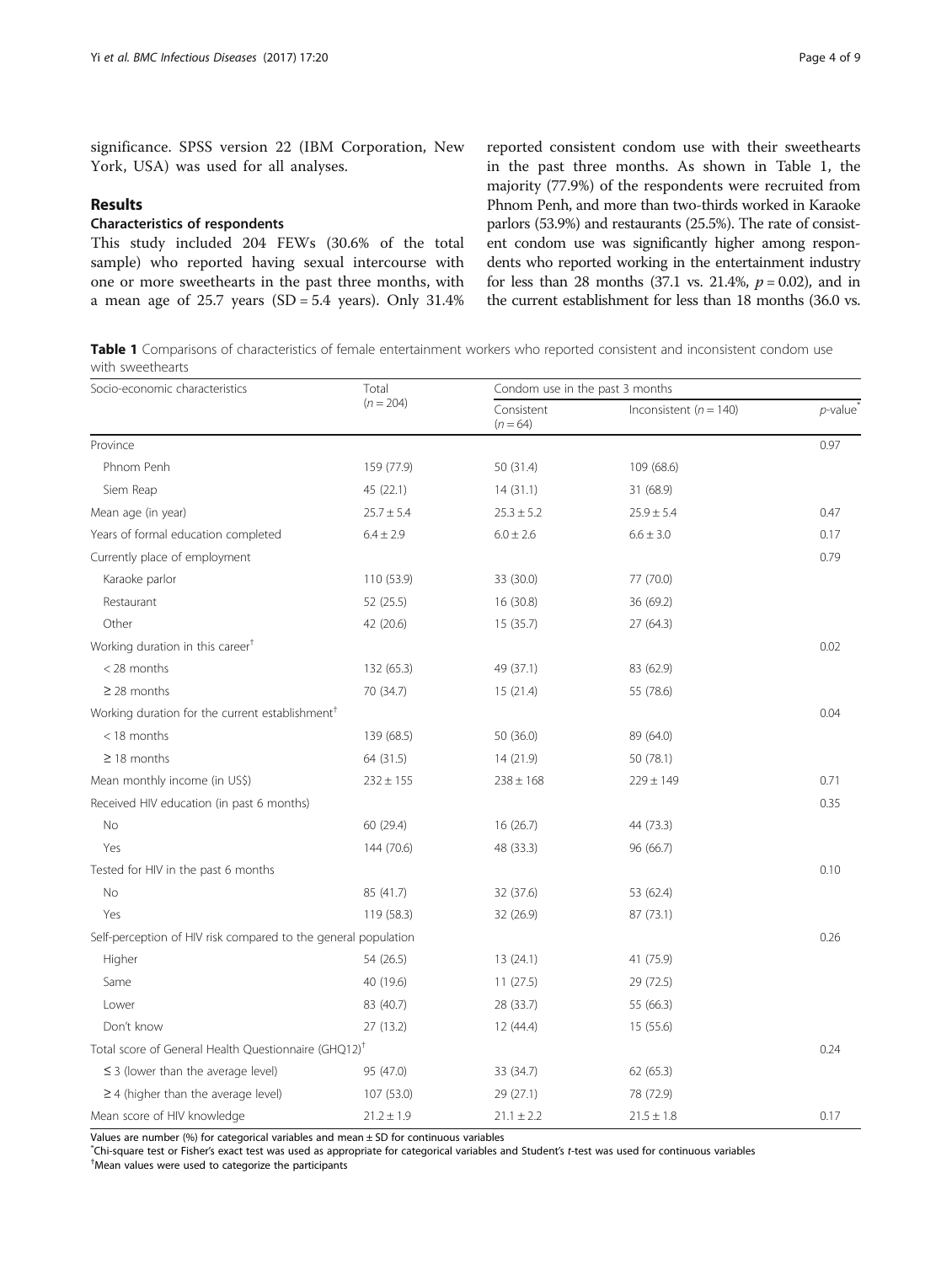significance. SPSS version 22 (IBM Corporation, New York, USA) was used for all analyses.

## Results

### Characteristics of respondents

This study included 204 FEWs (30.6% of the total sample) who reported having sexual intercourse with one or more sweethearts in the past three months, with a mean age of 25.7 years (SD = 5.4 years). Only 31.4% reported consistent condom use with their sweethearts in the past three months. As shown in Table 1, the majority (77.9%) of the respondents were recruited from Phnom Penh, and more than two-thirds worked in Karaoke parlors (53.9%) and restaurants (25.5%). The rate of consistent condom use was significantly higher among respondents who reported working in the entertainment industry for less than 28 months (37.1 vs. 21.4%, $p = 0.02$), and in the current establishment for less than 18 months (36.0 vs.

**Table 1** Comparisons of characteristics of female entertainment workers who reported consistent and inconsistent condom use with sweethearts

| Socio-economic characteristics | Total ($n = 204$) | Condom use in the past 3 months | | |
|---|---|---|---|---|
| | | Consistent ($n = 64$) | Inconsistent ($n = 140$) | *p*-value* |
| Province | | | | 0.97 |
| Phnom Penh | 159 (77.9) | 50 (31.4) | 109 (68.6) | |
| Siem Reap | 45 (22.1) | 14 (31.1) | 31 (68.9) | |
| Mean age (in year) | 25.7 ± 5.4 | 25.3 ± 5.2 | 25.9 ± 5.4 | 0.47 |
| Years of formal education completed | 6.4 ± 2.9 | 6.0 ± 2.6 | 6.6 ± 3.0 | 0.17 |
| Currently place of employment | | | | 0.79 |
| Karaoke parlor | 110 (53.9) | 33 (30.0) | 77 (70.0) | |
| Restaurant | 52 (25.5) | 16 (30.8) | 36 (69.2) | |
| Other | 42 (20.6) | 15 (35.7) | 27 (64.3) | |
| Working duration in this career[†] | | | | 0.02 |
| < 28 months | 132 (65.3) | 49 (37.1) | 83 (62.9) | |
| ≥ 28 months | 70 (34.7) | 15 (21.4) | 55 (78.6) | |
| Working duration for the current establishment[†] | | | | 0.04 |
| < 18 months | 139 (68.5) | 50 (36.0) | 89 (64.0) | |
| ≥ 18 months | 64 (31.5) | 14 (21.9) | 50 (78.1) | |
| Mean monthly income (in US$) | 232 ± 155 | 238 ± 168 | 229 ± 149 | 0.71 |
| Received HIV education (in past 6 months) | | | | 0.35 |
| No | 60 (29.4) | 16 (26.7) | 44 (73.3) | |
| Yes | 144 (70.6) | 48 (33.3) | 96 (66.7) | |
| Tested for HIV in the past 6 months | | | | 0.10 |
| No | 85 (41.7) | 32 (37.6) | 53 (62.4) | |
| Yes | 119 (58.3) | 32 (26.9) | 87 (73.1) | |
| Self-perception of HIV risk compared to the general population | | | | 0.26 |
| Higher | 54 (26.5) | 13 (24.1) | 41 (75.9) | |
| Same | 40 (19.6) | 11 (27.5) | 29 (72.5) | |
| Lower | 83 (40.7) | 28 (33.7) | 55 (66.3) | |
| Don't know | 27 (13.2) | 12 (44.4) | 15 (55.6) | |
| Total score of General Health Questionnaire (GHQ12)[†] | | | | 0.24 |
| ≤ 3 (lower than the average level) | 95 (47.0) | 33 (34.7) | 62 (65.3) | |
| ≥ 4 (higher than the average level) | 107 (53.0) | 29 (27.1) | 78 (72.9) | |
| Mean score of HIV knowledge | 21.2 ± 1.9 | 21.1 ± 2.2 | 21.5 ± 1.8 | 0.17 |

Values are number (%) for categorical variables and mean ± SD for continuous variables
*Chi-square test or Fisher's exact test was used as appropriate for categorical variables and Student's *t*-test was used for continuous variables
[†]Mean values were used to categorize the participants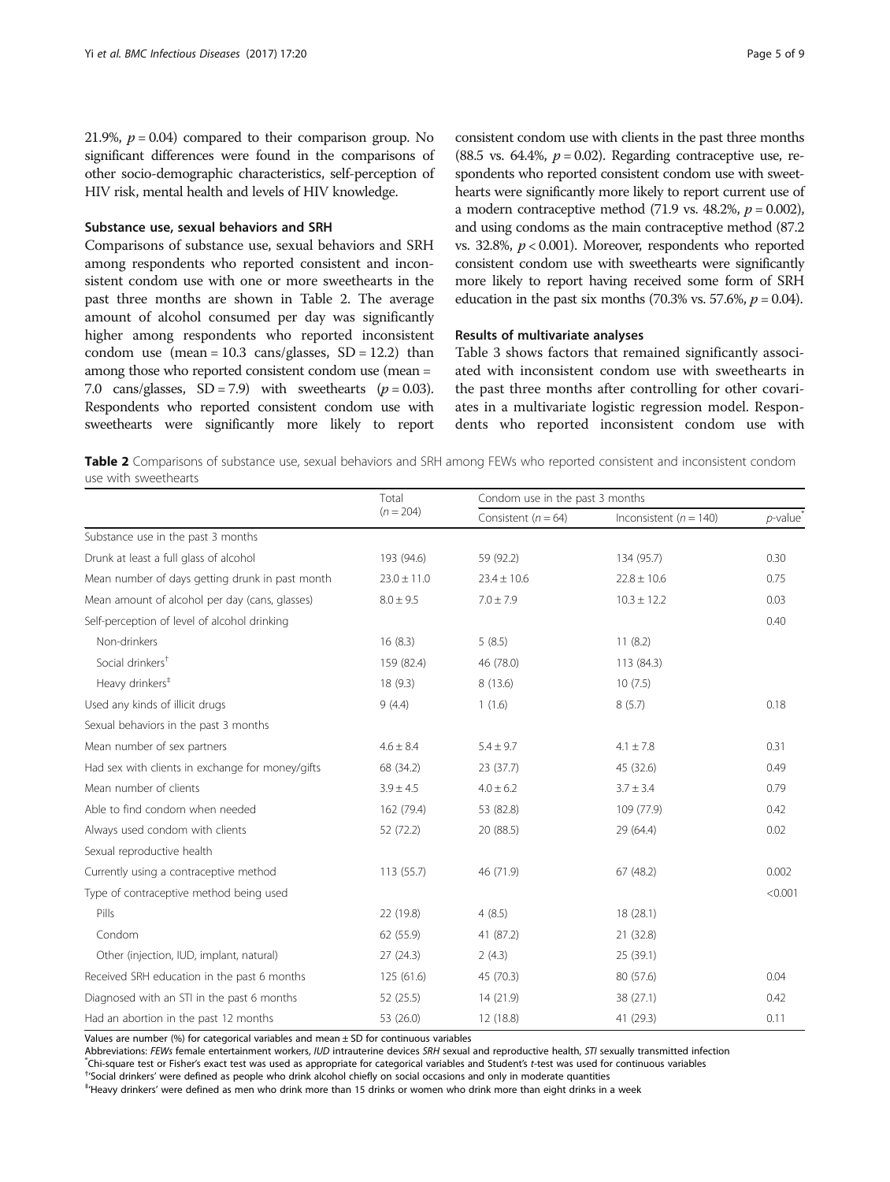21.9%, $p = 0.04$) compared to their comparison group. No significant differences were found in the comparisons of other socio-demographic characteristics, self-perception of HIV risk, mental health and levels of HIV knowledge.

### Substance use, sexual behaviors and SRH

Comparisons of substance use, sexual behaviors and SRH among respondents who reported consistent and inconsistent condom use with one or more sweethearts in the past three months are shown in Table 2. The average amount of alcohol consumed per day was significantly higher among respondents who reported inconsistent condom use (mean = 10.3 cans/glasses, SD = 12.2) than among those who reported consistent condom use (mean = 7.0 cans/glasses, SD = 7.9) with sweethearts ($p = 0.03$). Respondents who reported consistent condom use with sweethearts were significantly more likely to report consistent condom use with clients in the past three months (88.5 vs. 64.4%, $p = 0.02$). Regarding contraceptive use, respondents who reported consistent condom use with sweethearts were significantly more likely to report current use of a modern contraceptive method (71.9 vs. 48.2%, $p = 0.002$), and using condoms as the main contraceptive method (87.2 vs. 32.8%, $p < 0.001$). Moreover, respondents who reported consistent condom use with sweethearts were significantly more likely to report having received some form of SRH education in the past six months (70.3% vs. 57.6%, $p = 0.04$).

### Results of multivariate analyses

Table 3 shows factors that remained significantly associated with inconsistent condom use with sweethearts in the past three months after controlling for other covariates in a multivariate logistic regression model. Respondents who reported inconsistent condom use with

**Table 2** Comparisons of substance use, sexual behaviors and SRH among FEWs who reported consistent and inconsistent condom use with sweethearts

| | Total ($n = 204$) | Condom use in the past 3 months | | |
|---|---|---|---|---|
| | | Consistent ($n = 64$) | Inconsistent ($n = 140$) | $p$-value* |
| Substance use in the past 3 months | | | | |
| Drunk at least a full glass of alcohol | 193 (94.6) | 59 (92.2) | 134 (95.7) | 0.30 |
| Mean number of days getting drunk in past month | 23.0 ± 11.0 | 23.4 ± 10.6 | 22.8 ± 10.6 | 0.75 |
| Mean amount of alcohol per day (cans, glasses) | 8.0 ± 9.5 | 7.0 ± 7.9 | 10.3 ± 12.2 | 0.03 |
| Self-perception of level of alcohol drinking | | | | 0.40 |
| Non-drinkers | 16 (8.3) | 5 (8.5) | 11 (8.2) | |
| Social drinkers† | 159 (82.4) | 46 (78.0) | 113 (84.3) | |
| Heavy drinkers‡ | 18 (9.3) | 8 (13.6) | 10 (7.5) | |
| Used any kinds of illicit drugs | 9 (4.4) | 1 (1.6) | 8 (5.7) | 0.18 |
| Sexual behaviors in the past 3 months | | | | |
| Mean number of sex partners | 4.6 ± 8.4 | 5.4 ± 9.7 | 4.1 ± 7.8 | 0.31 |
| Had sex with clients in exchange for money/gifts | 68 (34.2) | 23 (37.7) | 45 (32.6) | 0.49 |
| Mean number of clients | 3.9 ± 4.5 | 4.0 ± 6.2 | 3.7 ± 3.4 | 0.79 |
| Able to find condom when needed | 162 (79.4) | 53 (82.8) | 109 (77.9) | 0.42 |
| Always used condom with clients | 52 (72.2) | 20 (88.5) | 29 (64.4) | 0.02 |
| Sexual reproductive health | | | | |
| Currently using a contraceptive method | 113 (55.7) | 46 (71.9) | 67 (48.2) | 0.002 |
| Type of contraceptive method being used | | | | <0.001 |
| Pills | 22 (19.8) | 4 (8.5) | 18 (28.1) | |
| Condom | 62 (55.9) | 41 (87.2) | 21 (32.8) | |
| Other (injection, IUD, implant, natural) | 27 (24.3) | 2 (4.3) | 25 (39.1) | |
| Received SRH education in the past 6 months | 125 (61.6) | 45 (70.3) | 80 (57.6) | 0.04 |
| Diagnosed with an STI in the past 6 months | 52 (25.5) | 14 (21.9) | 38 (27.1) | 0.42 |
| Had an abortion in the past 12 months | 53 (26.0) | 12 (18.8) | 41 (29.3) | 0.11 |

Values are number (%) for categorical variables and mean ± SD for continuous variables

Abbreviations: *FEWs* female entertainment workers, *IUD* intrauterine devices *SRH* sexual and reproductive health, *STI* sexually transmitted infection

*Chi-square test or Fisher's exact test was used as appropriate for categorical variables and Student's *t*-test was used for continuous variables

†'Social drinkers' were defined as people who drink alcohol chiefly on social occasions and only in moderate quantities

‡'Heavy drinkers' were defined as men who drink more than 15 drinks or women who drink more than eight drinks in a week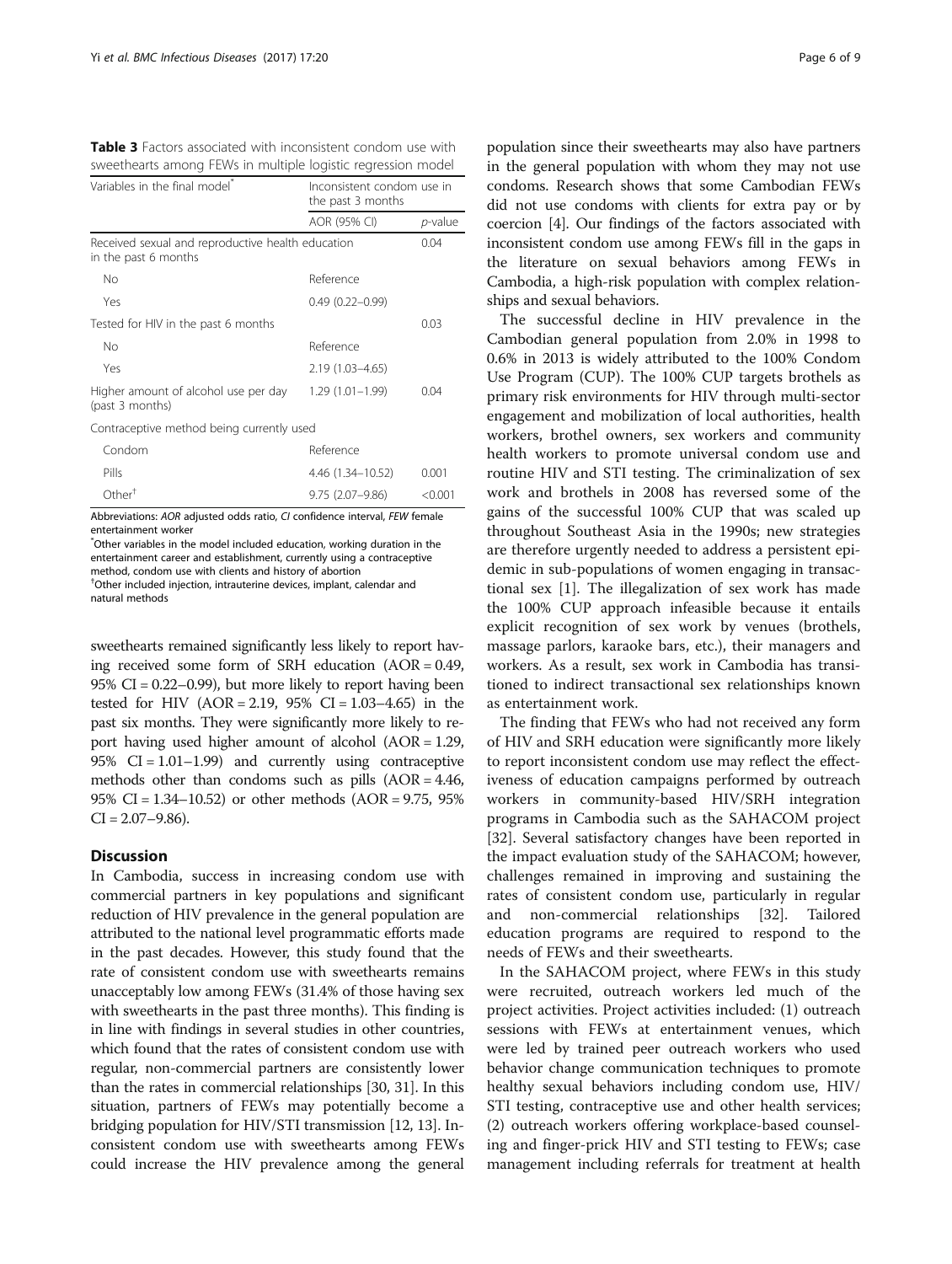**Table 3** Factors associated with inconsistent condom use with sweethearts among FEWs in multiple logistic regression model

| Variables in the final model* | Inconsistent condom use in the past 3 months | |
|---|---|---|
| | AOR (95% CI) | *p*-value |
| Received sexual and reproductive health education in the past 6 months | | 0.04 |
| No | Reference | |
| Yes | 0.49 (0.22–0.99) | |
| Tested for HIV in the past 6 months | | 0.03 |
| No | Reference | |
| Yes | 2.19 (1.03–4.65) | |
| Higher amount of alcohol use per day (past 3 months) | 1.29 (1.01–1.99) | 0.04 |
| Contraceptive method being currently used | | |
| Condom | Reference | |
| Pills | 4.46 (1.34–10.52) | 0.001 |
| Other† | 9.75 (2.07–9.86) | <0.001 |

Abbreviations: *AOR* adjusted odds ratio, *CI* confidence interval, *FEW* female entertainment worker

*Other variables in the model included education, working duration in the entertainment career and establishment, currently using a contraceptive method, condom use with clients and history of abortion

†Other included injection, intrauterine devices, implant, calendar and natural methods

sweethearts remained significantly less likely to report having received some form of SRH education (AOR = 0.49, 95% CI = 0.22–0.99), but more likely to report having been tested for HIV (AOR = 2.19, 95% CI = 1.03–4.65) in the past six months. They were significantly more likely to report having used higher amount of alcohol (AOR = 1.29, 95% CI = 1.01–1.99) and currently using contraceptive methods other than condoms such as pills (AOR = 4.46, 95% CI = 1.34–10.52) or other methods (AOR = 9.75, 95% CI = 2.07–9.86).

## Discussion

In Cambodia, success in increasing condom use with commercial partners in key populations and significant reduction of HIV prevalence in the general population are attributed to the national level programmatic efforts made in the past decades. However, this study found that the rate of consistent condom use with sweethearts remains unacceptably low among FEWs (31.4% of those having sex with sweethearts in the past three months). This finding is in line with findings in several studies in other countries, which found that the rates of consistent condom use with regular, non-commercial partners are consistently lower than the rates in commercial relationships [30, 31]. In this situation, partners of FEWs may potentially become a bridging population for HIV/STI transmission [12, 13]. Inconsistent condom use with sweethearts among FEWs could increase the HIV prevalence among the general population since their sweethearts may also have partners in the general population with whom they may not use condoms. Research shows that some Cambodian FEWs did not use condoms with clients for extra pay or by coercion [4]. Our findings of the factors associated with inconsistent condom use among FEWs fill in the gaps in the literature on sexual behaviors among FEWs in Cambodia, a high-risk population with complex relationships and sexual behaviors.

The successful decline in HIV prevalence in the Cambodian general population from 2.0% in 1998 to 0.6% in 2013 is widely attributed to the 100% Condom Use Program (CUP). The 100% CUP targets brothels as primary risk environments for HIV through multi-sector engagement and mobilization of local authorities, health workers, brothel owners, sex workers and community health workers to promote universal condom use and routine HIV and STI testing. The criminalization of sex work and brothels in 2008 has reversed some of the gains of the successful 100% CUP that was scaled up throughout Southeast Asia in the 1990s; new strategies are therefore urgently needed to address a persistent epidemic in sub-populations of women engaging in transactional sex [1]. The illegalization of sex work has made the 100% CUP approach infeasible because it entails explicit recognition of sex work by venues (brothels, massage parlors, karaoke bars, etc.), their managers and workers. As a result, sex work in Cambodia has transitioned to indirect transactional sex relationships known as entertainment work.

The finding that FEWs who had not received any form of HIV and SRH education were significantly more likely to report inconsistent condom use may reflect the effectiveness of education campaigns performed by outreach workers in community-based HIV/SRH integration programs in Cambodia such as the SAHACOM project [32]. Several satisfactory changes have been reported in the impact evaluation study of the SAHACOM; however, challenges remained in improving and sustaining the rates of consistent condom use, particularly in regular and non-commercial relationships [32]. Tailored education programs are required to respond to the needs of FEWs and their sweethearts.

In the SAHACOM project, where FEWs in this study were recruited, outreach workers led much of the project activities. Project activities included: (1) outreach sessions with FEWs at entertainment venues, which were led by trained peer outreach workers who used behavior change communication techniques to promote healthy sexual behaviors including condom use, HIV/STI testing, contraceptive use and other health services; (2) outreach workers offering workplace-based counseling and finger-prick HIV and STI testing to FEWs; case management including referrals for treatment at health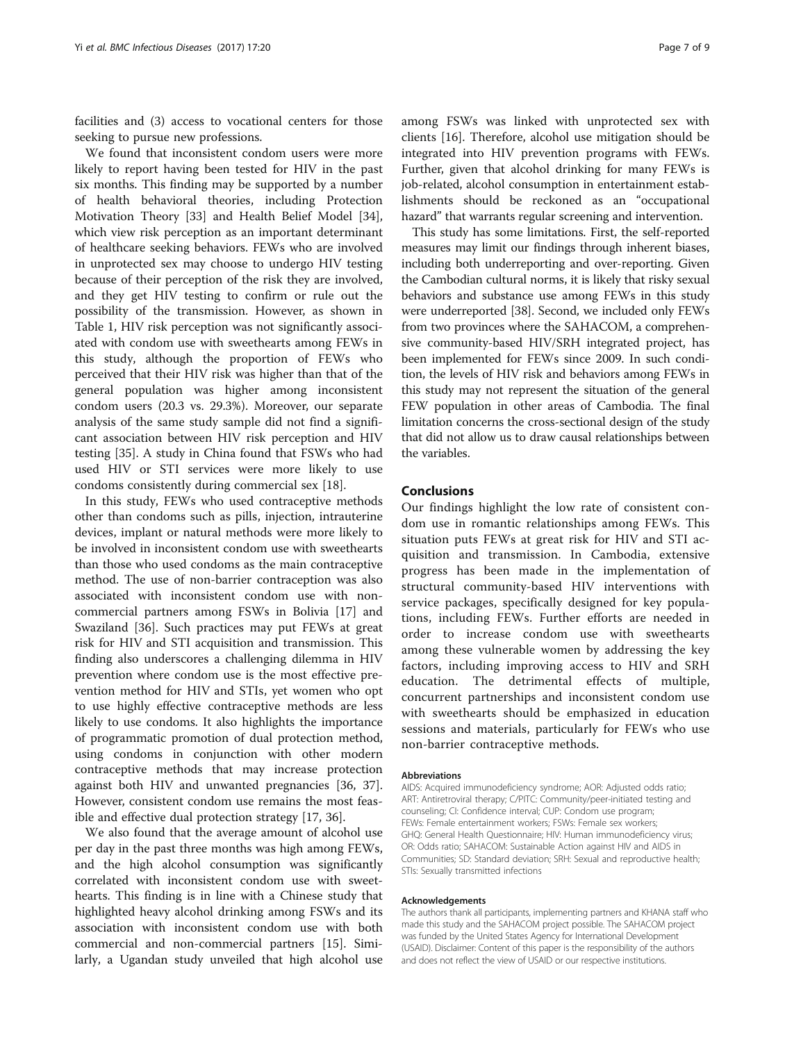facilities and (3) access to vocational centers for those seeking to pursue new professions.

We found that inconsistent condom users were more likely to report having been tested for HIV in the past six months. This finding may be supported by a number of health behavioral theories, including Protection Motivation Theory [33] and Health Belief Model [34], which view risk perception as an important determinant of healthcare seeking behaviors. FEWs who are involved in unprotected sex may choose to undergo HIV testing because of their perception of the risk they are involved, and they get HIV testing to confirm or rule out the possibility of the transmission. However, as shown in Table 1, HIV risk perception was not significantly associated with condom use with sweethearts among FEWs in this study, although the proportion of FEWs who perceived that their HIV risk was higher than that of the general population was higher among inconsistent condom users (20.3 vs. 29.3%). Moreover, our separate analysis of the same study sample did not find a significant association between HIV risk perception and HIV testing [35]. A study in China found that FSWs who had used HIV or STI services were more likely to use condoms consistently during commercial sex [18].

In this study, FEWs who used contraceptive methods other than condoms such as pills, injection, intrauterine devices, implant or natural methods were more likely to be involved in inconsistent condom use with sweethearts than those who used condoms as the main contraceptive method. The use of non-barrier contraception was also associated with inconsistent condom use with non-commercial partners among FSWs in Bolivia [17] and Swaziland [36]. Such practices may put FEWs at great risk for HIV and STI acquisition and transmission. This finding also underscores a challenging dilemma in HIV prevention where condom use is the most effective prevention method for HIV and STIs, yet women who opt to use highly effective contraceptive methods are less likely to use condoms. It also highlights the importance of programmatic promotion of dual protection method, using condoms in conjunction with other modern contraceptive methods that may increase protection against both HIV and unwanted pregnancies [36, 37]. However, consistent condom use remains the most feasible and effective dual protection strategy [17, 36].

We also found that the average amount of alcohol use per day in the past three months was high among FEWs, and the high alcohol consumption was significantly correlated with inconsistent condom use with sweethearts. This finding is in line with a Chinese study that highlighted heavy alcohol drinking among FSWs and its association with inconsistent condom use with both commercial and non-commercial partners [15]. Similarly, a Ugandan study unveiled that high alcohol use among FSWs was linked with unprotected sex with clients [16]. Therefore, alcohol use mitigation should be integrated into HIV prevention programs with FEWs. Further, given that alcohol drinking for many FEWs is job-related, alcohol consumption in entertainment establishments should be reckoned as an "occupational hazard" that warrants regular screening and intervention.

This study has some limitations. First, the self-reported measures may limit our findings through inherent biases, including both underreporting and over-reporting. Given the Cambodian cultural norms, it is likely that risky sexual behaviors and substance use among FEWs in this study were underreported [38]. Second, we included only FEWs from two provinces where the SAHACOM, a comprehensive community-based HIV/SRH integrated project, has been implemented for FEWs since 2009. In such condition, the levels of HIV risk and behaviors among FEWs in this study may not represent the situation of the general FEW population in other areas of Cambodia. The final limitation concerns the cross-sectional design of the study that did not allow us to draw causal relationships between the variables.

## Conclusions

Our findings highlight the low rate of consistent condom use in romantic relationships among FEWs. This situation puts FEWs at great risk for HIV and STI acquisition and transmission. In Cambodia, extensive progress has been made in the implementation of structural community-based HIV interventions with service packages, specifically designed for key populations, including FEWs. Further efforts are needed in order to increase condom use with sweethearts among these vulnerable women by addressing the key factors, including improving access to HIV and SRH education. The detrimental effects of multiple, concurrent partnerships and inconsistent condom use with sweethearts should be emphasized in education sessions and materials, particularly for FEWs who use non-barrier contraceptive methods.

#### Abbreviations

AIDS: Acquired immunodeficiency syndrome; AOR: Adjusted odds ratio; ART: Antiretroviral therapy; C/PITC: Community/peer-initiated testing and counseling; CI: Confidence interval; CUP: Condom use program; FEWs: Female entertainment workers; FSWs: Female sex workers; GHQ: General Health Questionnaire; HIV: Human immunodeficiency virus; OR: Odds ratio; SAHACOM: Sustainable Action against HIV and AIDS in Communities; SD: Standard deviation; SRH: Sexual and reproductive health; STIs: Sexually transmitted infections

#### Acknowledgements

The authors thank all participants, implementing partners and KHANA staff who made this study and the SAHACOM project possible. The SAHACOM project was funded by the United States Agency for International Development (USAID). Disclaimer: Content of this paper is the responsibility of the authors and does not reflect the view of USAID or our respective institutions.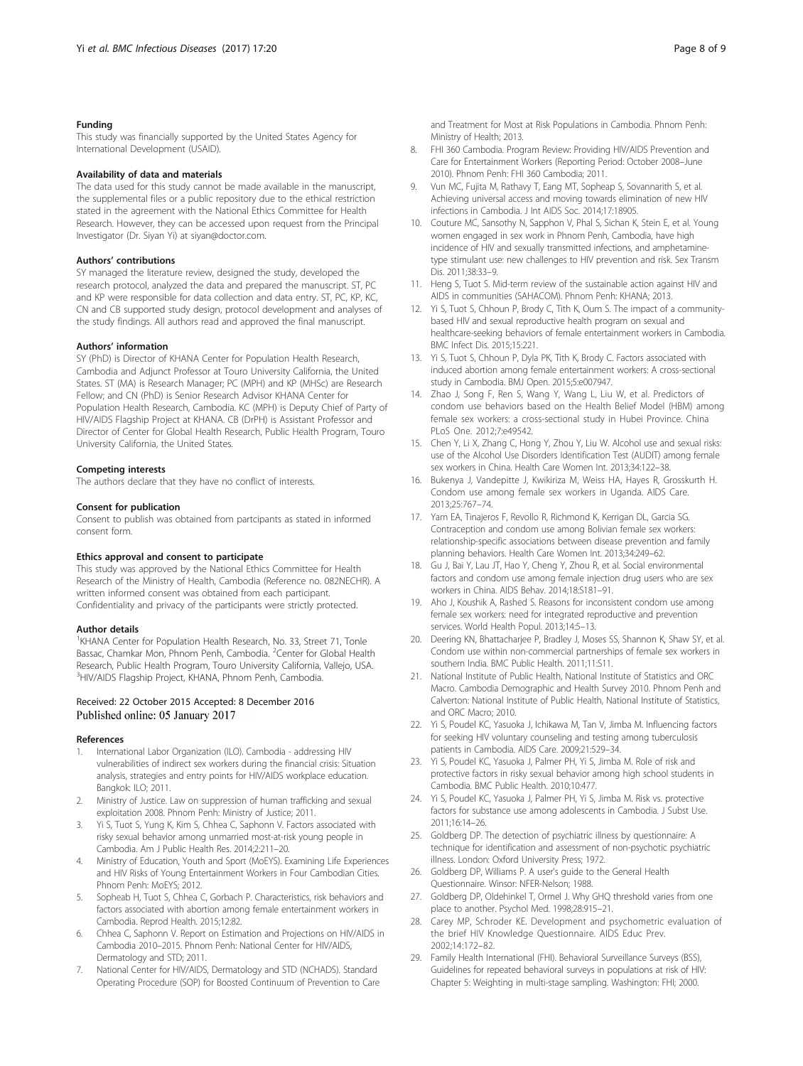#### Funding

This study was financially supported by the United States Agency for International Development (USAID).

#### Availability of data and materials

The data used for this study cannot be made available in the manuscript, the supplemental files or a public repository due to the ethical restriction stated in the agreement with the National Ethics Committee for Health Research. However, they can be accessed upon request from the Principal Investigator (Dr. Siyan Yi) at siyan@doctor.com.

#### Authors' contributions

SY managed the literature review, designed the study, developed the research protocol, analyzed the data and prepared the manuscript. ST, PC and KP were responsible for data collection and data entry. ST, PC, KP, KC, CN and CB supported study design, protocol development and analyses of the study findings. All authors read and approved the final manuscript.

#### Authors' information

SY (PhD) is Director of KHANA Center for Population Health Research, Cambodia and Adjunct Professor at Touro University California, the United States. ST (MA) is Research Manager; PC (MPH) and KP (MHSc) are Research Fellow; and CN (PhD) is Senior Research Advisor KHANA Center for Population Health Research, Cambodia. KC (MPH) is Deputy Chief of Party of HIV/AIDS Flagship Project at KHANA. CB (DrPH) is Assistant Professor and Director of Center for Global Health Research, Public Health Program, Touro University California, the United States.

#### Competing interests

The authors declare that they have no conflict of interests.

#### Consent for publication

Consent to publish was obtained from partcipants as stated in informed consent form.

#### Ethics approval and consent to participate

This study was approved by the National Ethics Committee for Health Research of the Ministry of Health, Cambodia (Reference no. 082NECHR). A written informed consent was obtained from each participant. Confidentiality and privacy of the participants were strictly protected.

#### Author details

[1]KHANA Center for Population Health Research, No. 33, Street 71, Tonle Bassac, Chamkar Mon, Phnom Penh, Cambodia. [2]Center for Global Health Research, Public Health Program, Touro University California, Vallejo, USA. [3]HIV/AIDS Flagship Project, KHANA, Phnom Penh, Cambodia.

Received: 22 October 2015 Accepted: 8 December 2016
Published online: 05 January 2017

#### References

1. International Labor Organization (ILO). Cambodia - addressing HIV vulnerabilities of indirect sex workers during the financial crisis: Situation analysis, strategies and entry points for HIV/AIDS workplace education. Bangkok: ILO; 2011.
2. Ministry of Justice. Law on suppression of human trafficking and sexual exploitation 2008. Phnom Penh: Ministry of Justice; 2011.
3. Yi S, Tuot S, Yung K, Kim S, Chhea C, Saphonn V. Factors associated with risky sexual behavior among unmarried most-at-risk young people in Cambodia. Am J Public Health Res. 2014;2:211–20.
4. Ministry of Education, Youth and Sport (MoEYS). Examining Life Experiences and HIV Risks of Young Entertainment Workers in Four Cambodian Cities. Phnom Penh: MoEYS; 2012.
5. Sopheab H, Tuot S, Chhea C, Gorbach P. Characteristics, risk behaviors and factors associated with abortion among female entertainment workers in Cambodia. Reprod Health. 2015;12:82.
6. Chhea C, Saphonn V. Report on Estimation and Projections on HIV/AIDS in Cambodia 2010–2015. Phnom Penh: National Center for HIV/AIDS, Dermatology and STD; 2011.
7. National Center for HIV/AIDS, Dermatology and STD (NCHADS). Standard Operating Procedure (SOP) for Boosted Continuum of Prevention to Care and Treatment for Most at Risk Populations in Cambodia. Phnom Penh: Ministry of Health; 2013.
8. FHI 360 Cambodia. Program Review: Providing HIV/AIDS Prevention and Care for Entertainment Workers (Reporting Period: October 2008–June 2010). Phnom Penh: FHI 360 Cambodia; 2011.
9. Vun MC, Fujita M, Rathavy T, Eang MT, Sopheap S, Sovannarith S, et al. Achieving universal access and moving towards elimination of new HIV infections in Cambodia. J Int AIDS Soc. 2014;17:18905.
10. Couture MC, Sansothy N, Sapphon V, Phal S, Sichan K, Stein E, et al. Young women engaged in sex work in Phnom Penh, Cambodia, have high incidence of HIV and sexually transmitted infections, and amphetamine-type stimulant use: new challenges to HIV prevention and risk. Sex Transm Dis. 2011;38:33–9.
11. Heng S, Tuot S. Mid-term review of the sustainable action against HIV and AIDS in communities (SAHACOM). Phnom Penh: KHANA; 2013.
12. Yi S, Tuot S, Chhoun P, Brody C, Tith K, Oum S. The impact of a community-based HIV and sexual reproductive health program on sexual and healthcare-seeking behaviors of female entertainment workers in Cambodia. BMC Infect Dis. 2015;15:221.
13. Yi S, Tuot S, Chhoun P, Dyla PK, Tith K, Brody C. Factors associated with induced abortion among female entertainment workers: A cross-sectional study in Cambodia. BMJ Open. 2015;5:e007947.
14. Zhao J, Song F, Ren S, Wang Y, Wang L, Liu W, et al. Predictors of condom use behaviors based on the Health Belief Model (HBM) among female sex workers: a cross-sectional study in Hubei Province. China PLoS One. 2012;7:e49542.
15. Chen Y, Li X, Zhang C, Hong Y, Zhou Y, Liu W. Alcohol use and sexual risks: use of the Alcohol Use Disorders Identification Test (AUDIT) among female sex workers in China. Health Care Women Int. 2013;34:122–38.
16. Bukenya J, Vandepitte J, Kwikiriza M, Weiss HA, Hayes R, Grosskurth H. Condom use among female sex workers in Uganda. AIDS Care. 2013;25:767–74.
17. Yam EA, Tinajeros F, Revollo R, Richmond K, Kerrigan DL, Garcia SG. Contraception and condom use among Bolivian female sex workers: relationship-specific associations between disease prevention and family planning behaviors. Health Care Women Int. 2013;34:249–62.
18. Gu J, Bai Y, Lau JT, Hao Y, Cheng Y, Zhou R, et al. Social environmental factors and condom use among female injection drug users who are sex workers in China. AIDS Behav. 2014;18:S181–91.
19. Aho J, Koushik A, Rashed S. Reasons for inconsistent condom use among female sex workers: need for integrated reproductive and prevention services. World Health Popul. 2013;14:5–13.
20. Deering KN, Bhattacharjee P, Bradley J, Moses SS, Shannon K, Shaw SY, et al. Condom use within non-commercial partnerships of female sex workers in southern India. BMC Public Health. 2011;11:S11.
21. National Institute of Public Health, National Institute of Statistics and ORC Macro. Cambodia Demographic and Health Survey 2010. Phnom Penh and Calverton: National Institute of Public Health, National Institute of Statistics, and ORC Macro; 2010.
22. Yi S, Poudel KC, Yasuoka J, Ichikawa M, Tan V, Jimba M. Influencing factors for seeking HIV voluntary counseling and testing among tuberculosis patients in Cambodia. AIDS Care. 2009;21:529–34.
23. Yi S, Poudel KC, Yasuoka J, Palmer PH, Yi S, Jimba M. Role of risk and protective factors in risky sexual behavior among high school students in Cambodia. BMC Public Health. 2010;10:477.
24. Yi S, Poudel KC, Yasuoka J, Palmer PH, Yi S, Jimba M. Risk vs. protective factors for substance use among adolescents in Cambodia. J Subst Use. 2011;16:14–26.
25. Goldberg DP. The detection of psychiatric illness by questionnaire: A technique for identification and assessment of non-psychotic psychiatric illness. London: Oxford University Press; 1972.
26. Goldberg DP, Williams P. A user's guide to the General Health Questionnaire. Winsor: NFER-Nelson; 1988.
27. Goldberg DP, Oldehinkel T, Ormel J. Why GHQ threshold varies from one place to another. Psychol Med. 1998;28:915–21.
28. Carey MP, Schroder KE. Development and psychometric evaluation of the brief HIV Knowledge Questionnaire. AIDS Educ Prev. 2002;14:172–82.
29. Family Health International (FHI). Behavioral Surveillance Surveys (BSS), Guidelines for repeated behavioral surveys in populations at risk of HIV: Chapter 5: Weighting in multi-stage sampling. Washington: FHI; 2000.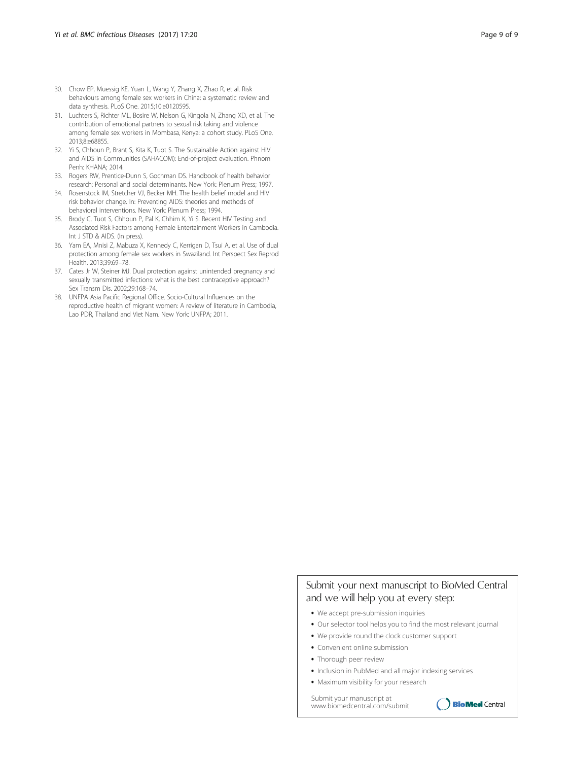30. Chow EP, Muessig KE, Yuan L, Wang Y, Zhang X, Zhao R, et al. Risk behaviours among female sex workers in China: a systematic review and data synthesis. PLoS One. 2015;10:e0120595.
31. Luchters S, Richter ML, Bosire W, Nelson G, Kingola N, Zhang XD, et al. The contribution of emotional partners to sexual risk taking and violence among female sex workers in Mombasa, Kenya: a cohort study. PLoS One. 2013;8:e68855.
32. Yi S, Chhoun P, Brant S, Kita K, Tuot S. The Sustainable Action against HIV and AIDS in Communities (SAHACOM): End-of-project evaluation. Phnom Penh: KHANA; 2014.
33. Rogers RW, Prentice-Dunn S, Gochman DS. Handbook of health behavior research: Personal and social determinants. New York: Plenum Press; 1997.
34. Rosenstock IM, Stretcher VJ, Becker MH. The health belief model and HIV risk behavior change. In: Preventing AIDS: theories and methods of behavioral interventions. New York: Plenum Press; 1994.
35. Brody C, Tuot S, Chhoun P, Pal K, Chhim K, Yi S. Recent HIV Testing and Associated Risk Factors among Female Entertainment Workers in Cambodia. Int J STD & AIDS. (In press).
36. Yam EA, Mnisi Z, Mabuza X, Kennedy C, Kerrigan D, Tsui A, et al. Use of dual protection among female sex workers in Swaziland. Int Perspect Sex Reprod Health. 2013;39:69–78.
37. Cates Jr W, Steiner MJ. Dual protection against unintended pregnancy and sexually transmitted infections: what is the best contraceptive approach? Sex Transm Dis. 2002;29:168–74.
38. UNFPA Asia Pacific Regional Office. Socio-Cultural Influences on the reproductive health of migrant women: A review of literature in Cambodia, Lao PDR, Thailand and Viet Nam. New York: UNFPA; 2011.

Submit your next manuscript to BioMed Central and we will help you at every step:

- We accept pre-submission inquiries
- Our selector tool helps you to find the most relevant journal
- We provide round the clock customer support
- Convenient online submission
- Thorough peer review
- Inclusion in PubMed and all major indexing services
- Maximum visibility for your research

Submit your manuscript at
www.biomedcentral.com/submit

BioMed Central